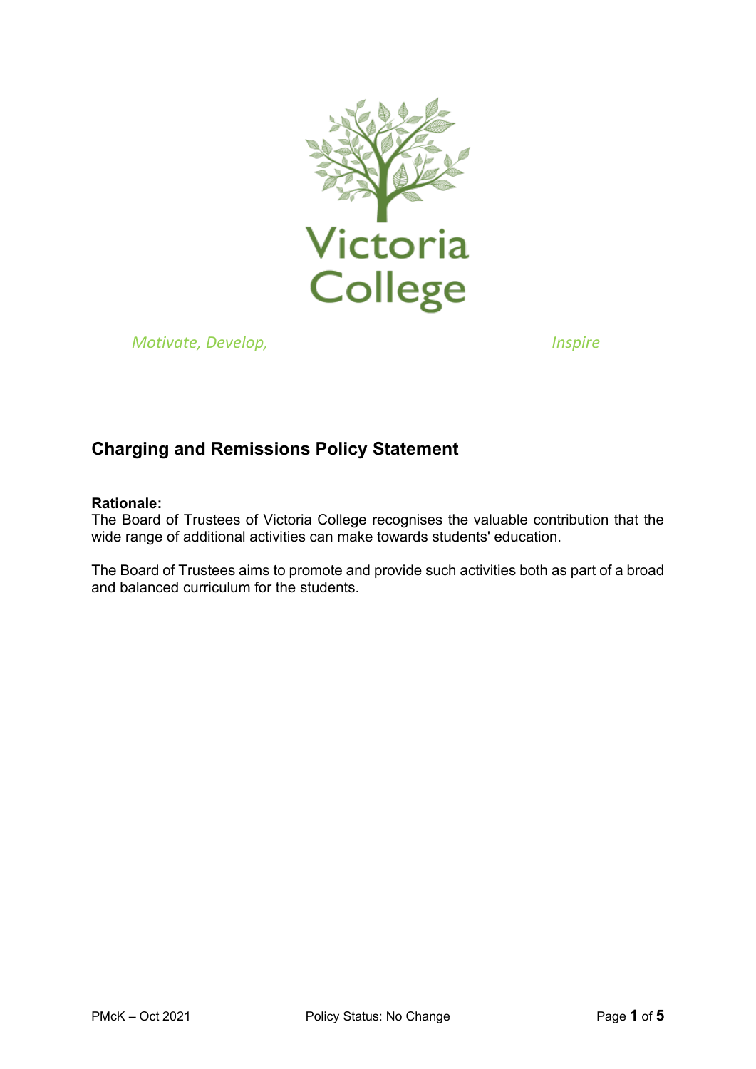Victoria College

*Motivate, Develop, Inspire*

## Charging and Remissions Policy Statement

**Rationale:**
The Board of Trustees of Victoria College recognises the valuable contribution that the wide range of additional activities can make towards students' education.

The Board of Trustees aims to promote and provide such activities both as part of a broad and balanced curriculum for the students.

PMcK – Oct 2021 Policy Status: No Change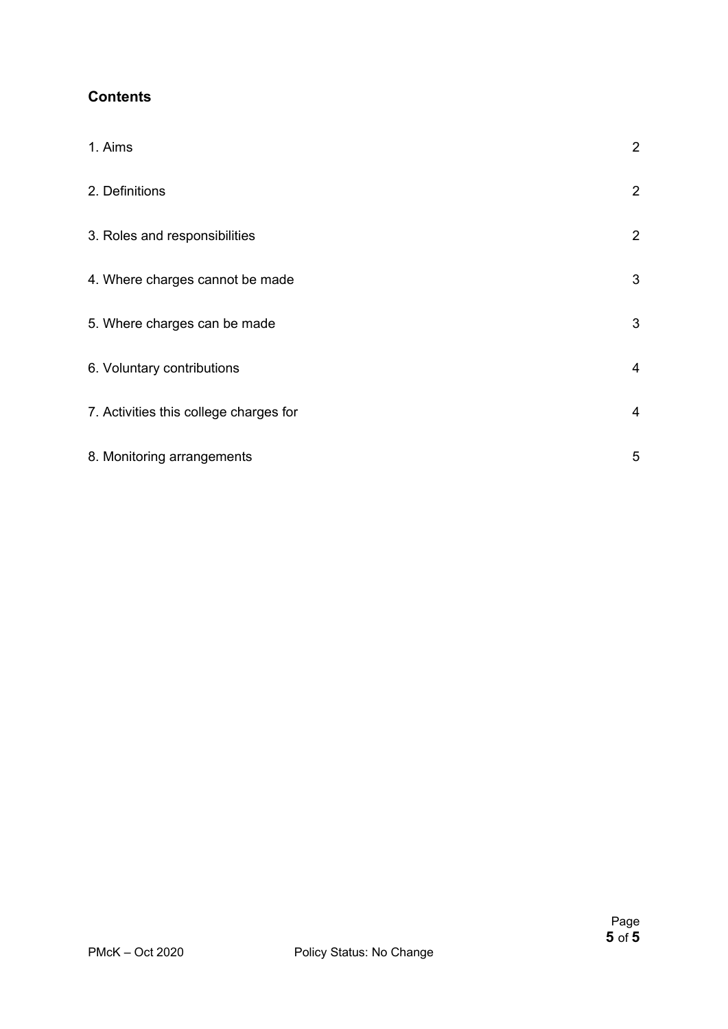## Contents

| | |
|---|---|
| 1. Aims | 2 |
| 2. Definitions | 2 |
| 3. Roles and responsibilities | 2 |
| 4. Where charges cannot be made | 3 |
| 5. Where charges can be made | 3 |
| 6. Voluntary contributions | 4 |
| 7. Activities this college charges for | 4 |
| 8. Monitoring arrangements | 5 |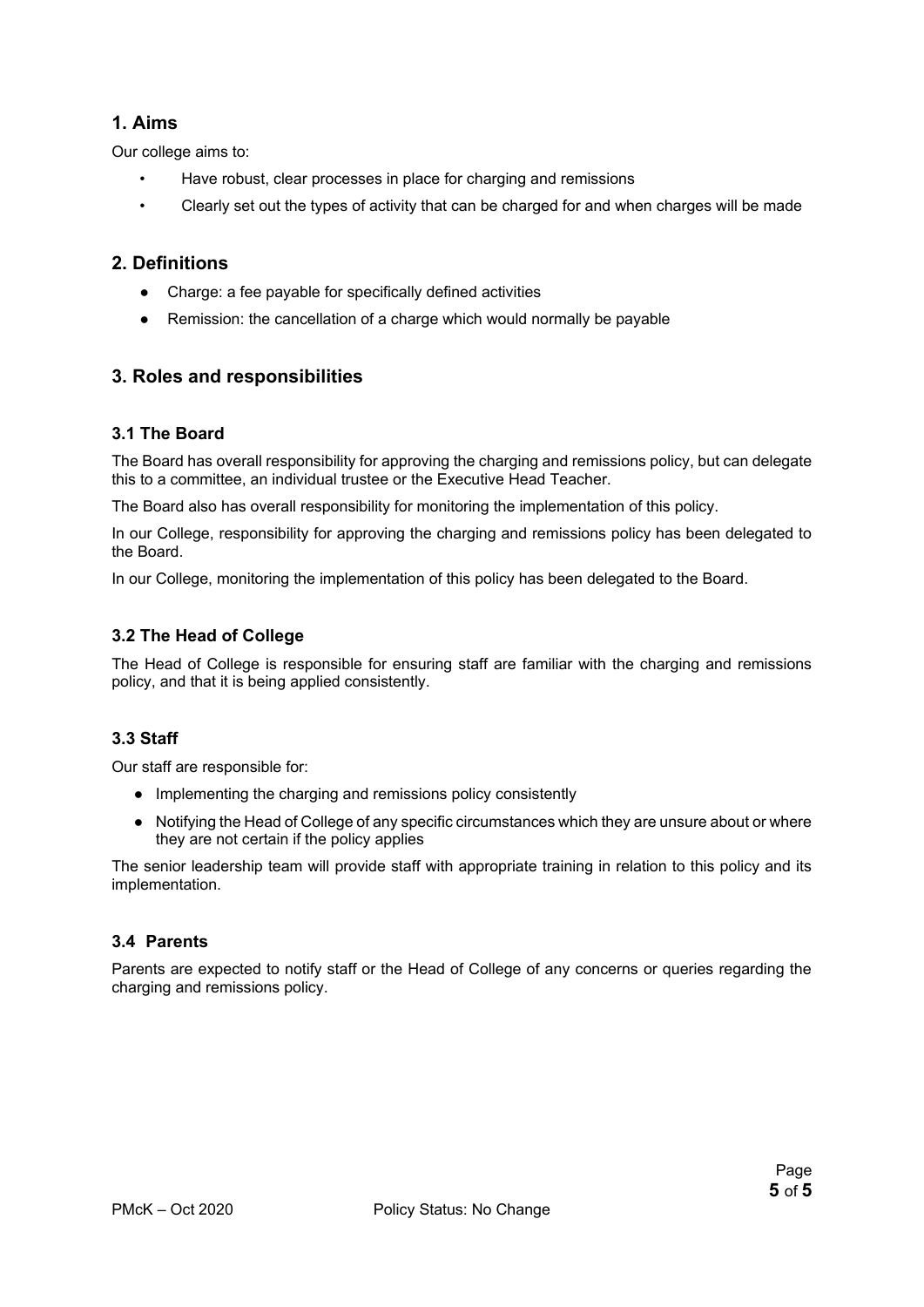## 1. Aims

Our college aims to:

- Have robust, clear processes in place for charging and remissions
- Clearly set out the types of activity that can be charged for and when charges will be made

## 2. Definitions

- Charge: a fee payable for specifically defined activities
- Remission: the cancellation of a charge which would normally be payable

## 3. Roles and responsibilities

### 3.1 The Board

The Board has overall responsibility for approving the charging and remissions policy, but can delegate this to a committee, an individual trustee or the Executive Head Teacher.

The Board also has overall responsibility for monitoring the implementation of this policy.

In our College, responsibility for approving the charging and remissions policy has been delegated to the Board.

In our College, monitoring the implementation of this policy has been delegated to the Board.

### 3.2 The Head of College

The Head of College is responsible for ensuring staff are familiar with the charging and remissions policy, and that it is being applied consistently.

### 3.3 Staff

Our staff are responsible for:

- Implementing the charging and remissions policy consistently
- Notifying the Head of College of any specific circumstances which they are unsure about or where they are not certain if the policy applies

The senior leadership team will provide staff with appropriate training in relation to this policy and its implementation.

### 3.4 Parents

Parents are expected to notify staff or the Head of College of any concerns or queries regarding the charging and remissions policy.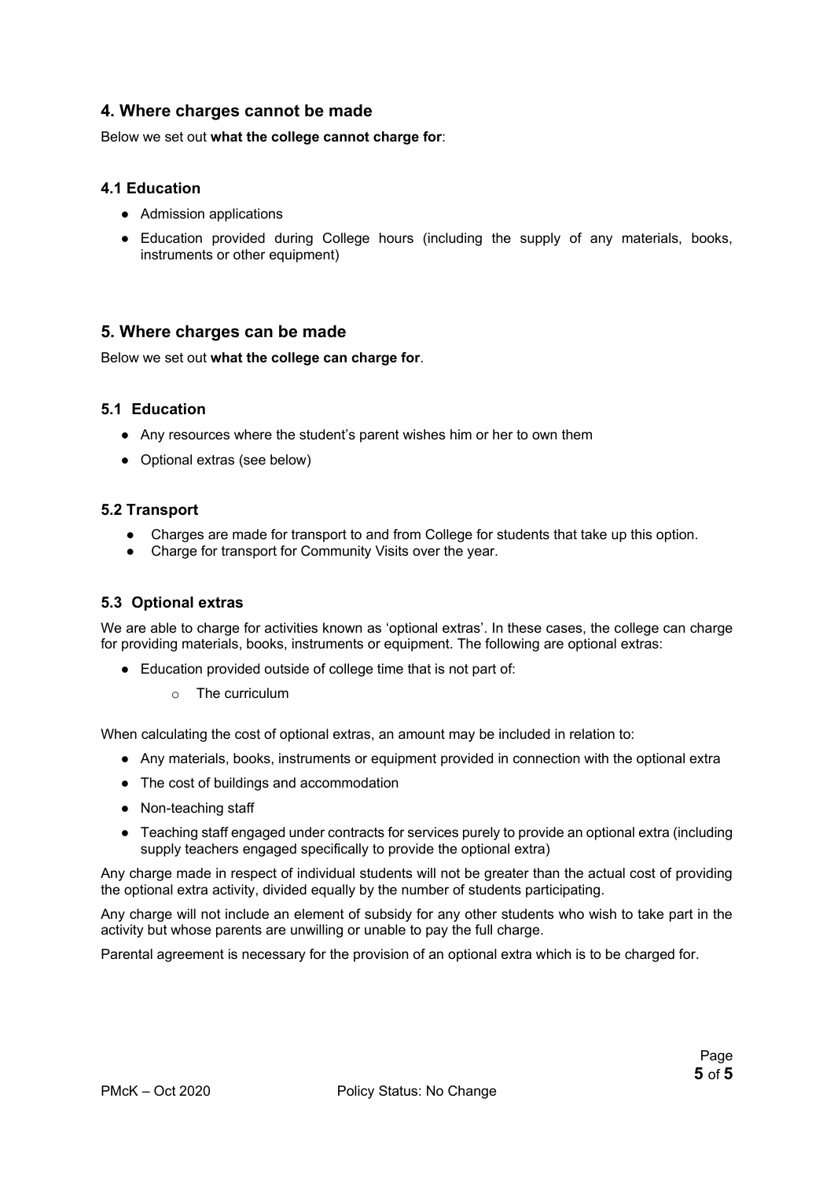## 4. Where charges cannot be made

Below we set out **what the college cannot charge for**:

### 4.1 Education

- Admission applications
- Education provided during College hours (including the supply of any materials, books, instruments or other equipment)

## 5. Where charges can be made

Below we set out **what the college can charge for**.

### 5.1 Education

- Any resources where the student's parent wishes him or her to own them
- Optional extras (see below)

### 5.2 Transport

- Charges are made for transport to and from College for students that take up this option.
- Charge for transport for Community Visits over the year.

### 5.3 Optional extras

We are able to charge for activities known as 'optional extras'. In these cases, the college can charge for providing materials, books, instruments or equipment. The following are optional extras:

- Education provided outside of college time that is not part of:
  - The curriculum

When calculating the cost of optional extras, an amount may be included in relation to:

- Any materials, books, instruments or equipment provided in connection with the optional extra
- The cost of buildings and accommodation
- Non-teaching staff
- Teaching staff engaged under contracts for services purely to provide an optional extra (including supply teachers engaged specifically to provide the optional extra)

Any charge made in respect of individual students will not be greater than the actual cost of providing the optional extra activity, divided equally by the number of students participating.

Any charge will not include an element of subsidy for any other students who wish to take part in the activity but whose parents are unwilling or unable to pay the full charge.

Parental agreement is necessary for the provision of an optional extra which is to be charged for.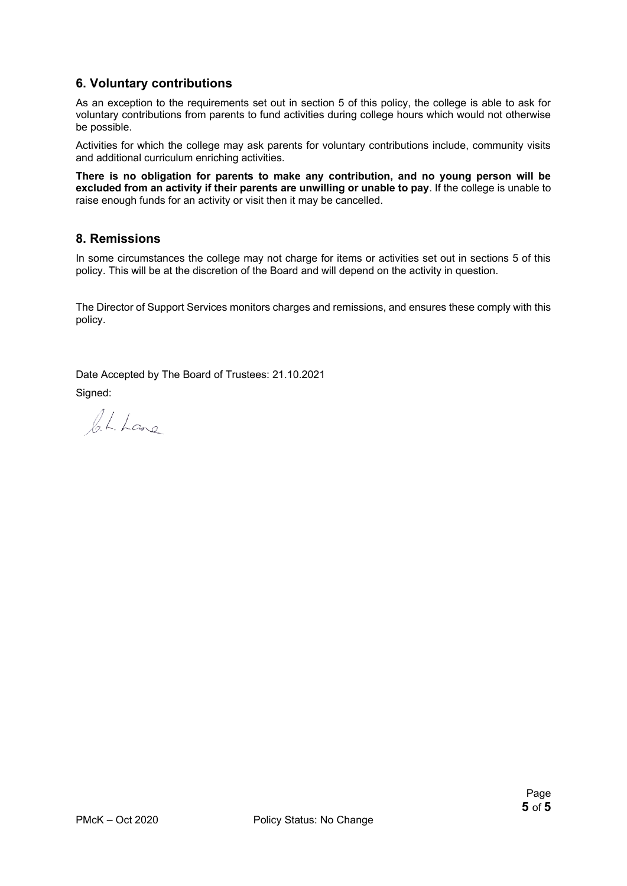## 6. Voluntary contributions

As an exception to the requirements set out in section 5 of this policy, the college is able to ask for voluntary contributions from parents to fund activities during college hours which would not otherwise be possible.

Activities for which the college may ask parents for voluntary contributions include, community visits and additional curriculum enriching activities.

**There is no obligation for parents to make any contribution, and no young person will be excluded from an activity if their parents are unwilling or unable to pay**. If the college is unable to raise enough funds for an activity or visit then it may be cancelled.

## 8. Remissions

In some circumstances the college may not charge for items or activities set out in sections 5 of this policy. This will be at the discretion of the Board and will depend on the activity in question.

The Director of Support Services monitors charges and remissions, and ensures these comply with this policy.

Date Accepted by The Board of Trustees: 21.10.2021

Signed:

PMcK – Oct 2020 Policy Status: No Change